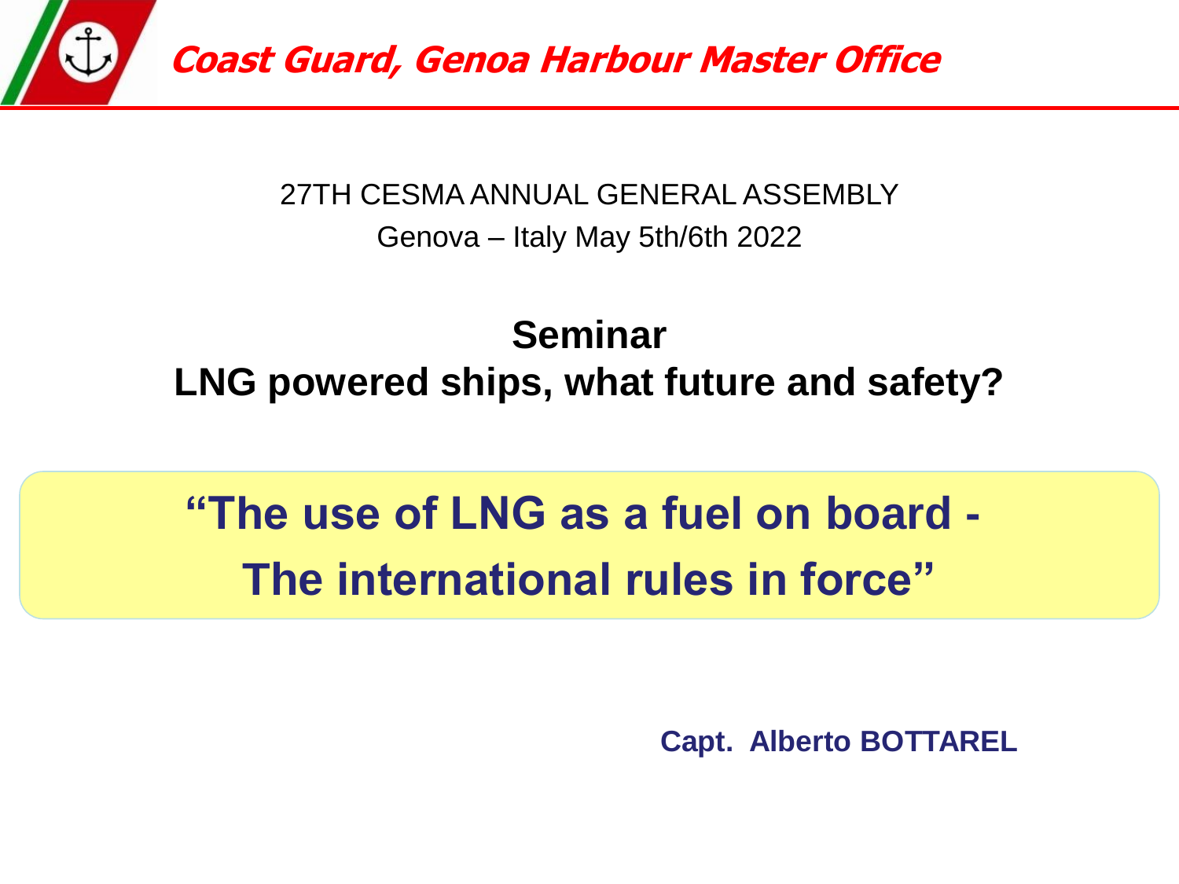**Coast Guard, Genoa Harbour Master Office**

27TH CESMA ANNUAL GENERAL ASSEMBLY

Genova – Italy May 5th/6th 2022

## Seminar
## LNG powered ships, what future and safety?

# "The use of LNG as a fuel on board - The international rules in force"

**Capt. Alberto BOTTAREL**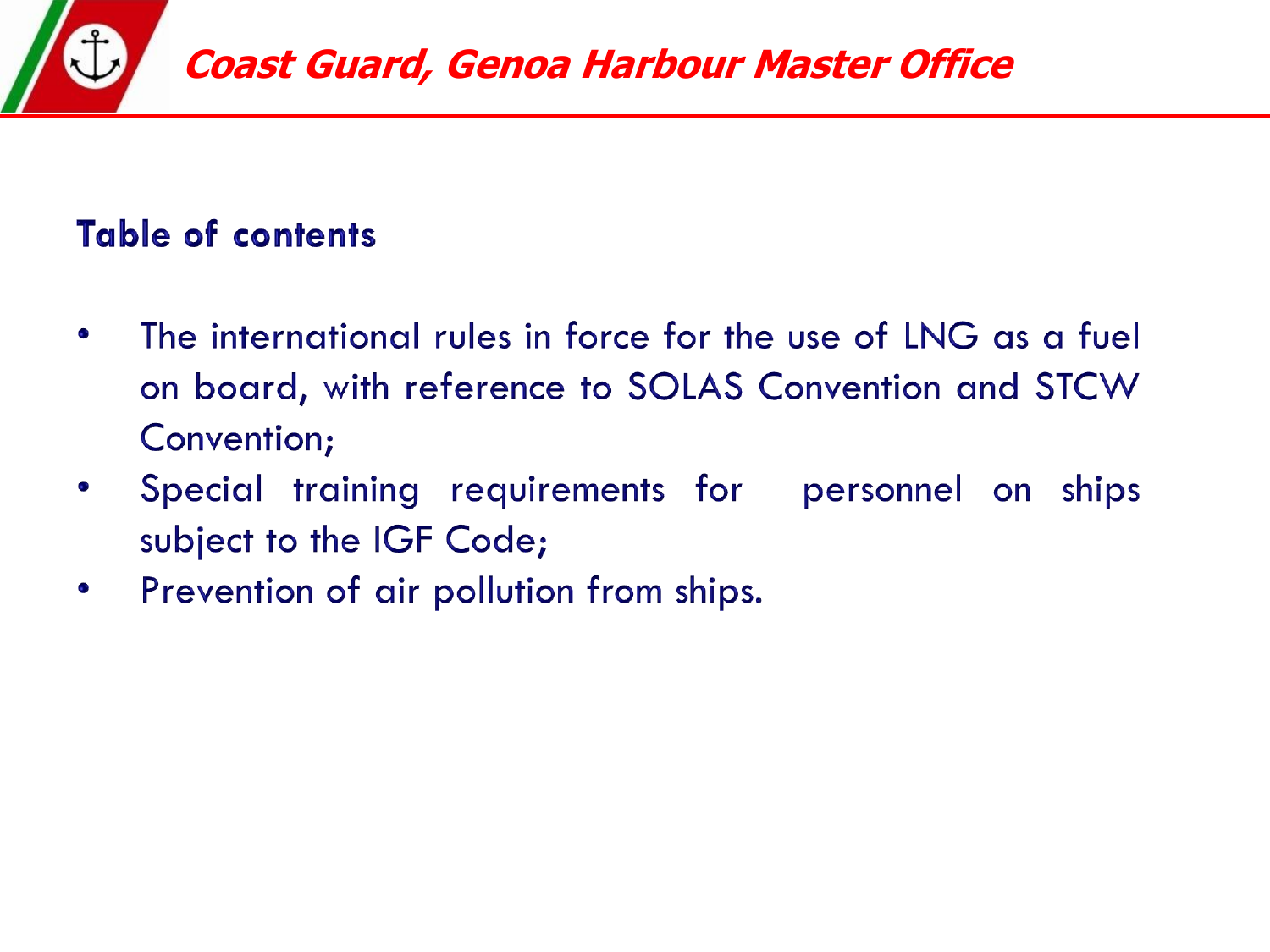## Table of contents

- The international rules in force for the use of LNG as a fuel on board, with reference to SOLAS Convention and STCW Convention;
- Special training requirements for personnel on ships subject to the IGF Code;
- Prevention of air pollution from ships.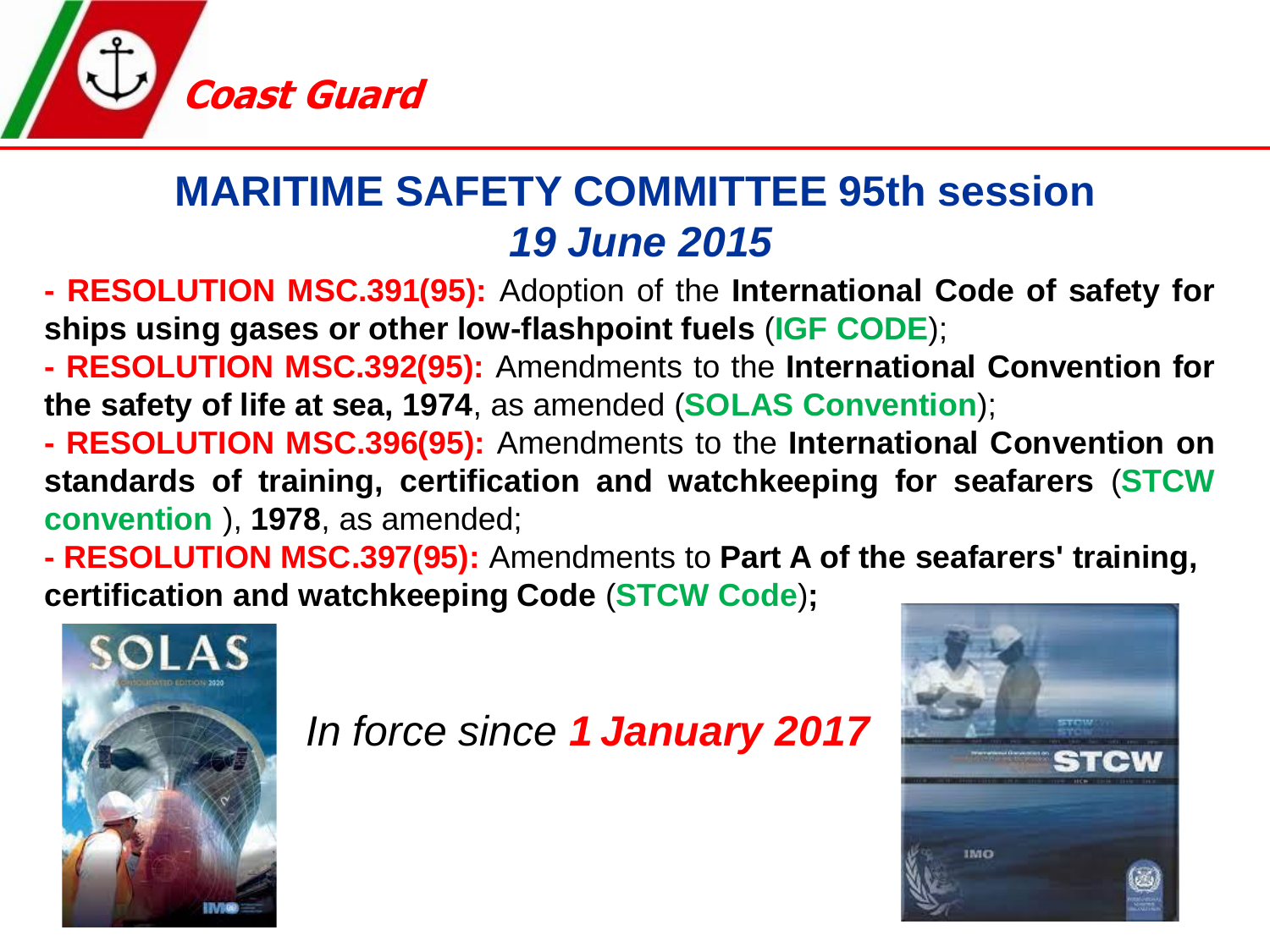Coast Guard

# MARITIME SAFETY COMMITTEE 95th session

## *19 June 2015*

- **RESOLUTION MSC.391(95):** Adoption of the **International Code of safety for ships using gases or other low-flashpoint fuels** (**IGF CODE**);
- **RESOLUTION MSC.392(95):** Amendments to the **International Convention for the safety of life at sea, 1974**, as amended (**SOLAS Convention**);
- **RESOLUTION MSC.396(95):** Amendments to the **International Convention on standards of training, certification and watchkeeping for seafarers** (**STCW convention** ), **1978**, as amended;
- **RESOLUTION MSC.397(95):** Amendments to **Part A of the seafarers' training, certification and watchkeeping Code** (**STCW Code**)**;**

*In force since **1 January 2017***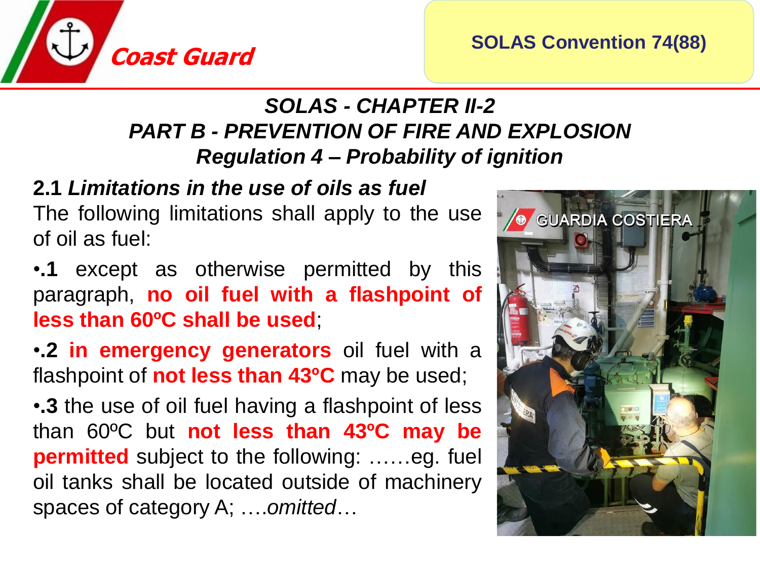## SOLAS - CHAPTER II-2
## PART B - PREVENTION OF FIRE AND EXPLOSION
## Regulation 4 – Probability of ignition

**2.1** ***Limitations in the use of oils as fuel***

The following limitations shall apply to the use of oil as fuel:

- **.1** except as otherwise permitted by this paragraph, **no oil fuel with a flashpoint of less than 60ºC shall be used**;
- **.2** **in emergency generators** oil fuel with a flashpoint of **not less than 43ºC** may be used;
- **.3** the use of oil fuel having a flashpoint of less than 60ºC but **not less than 43ºC may be permitted** subject to the following: ……eg. fuel oil tanks shall be located outside of machinery spaces of category A; ….*omitted*…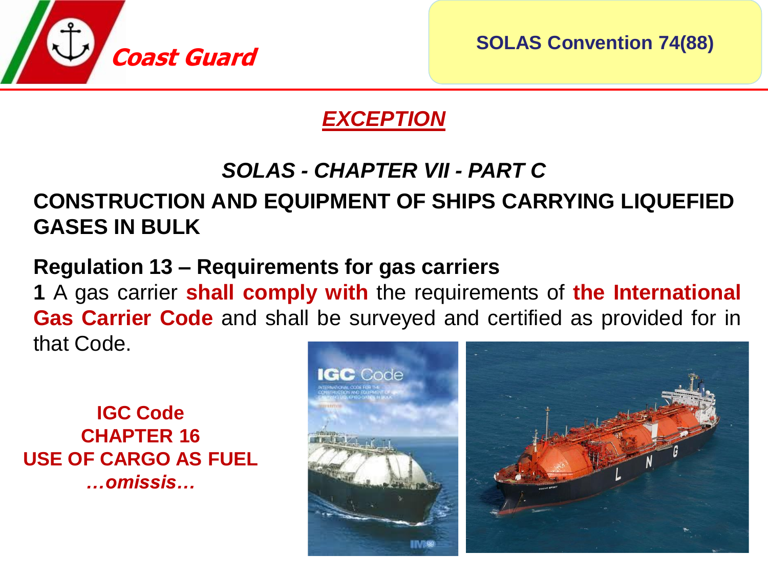## *EXCEPTION*

### *SOLAS - CHAPTER VII - PART C*

**CONSTRUCTION AND EQUIPMENT OF SHIPS CARRYING LIQUEFIED GASES IN BULK**

**Regulation 13 – Requirements for gas carriers**

**1** A gas carrier **shall comply with** the requirements of **the International Gas Carrier Code** and shall be surveyed and certified as provided for in that Code.

**IGC Code**
**CHAPTER 16**
**USE OF CARGO AS FUEL**
***…omissis…***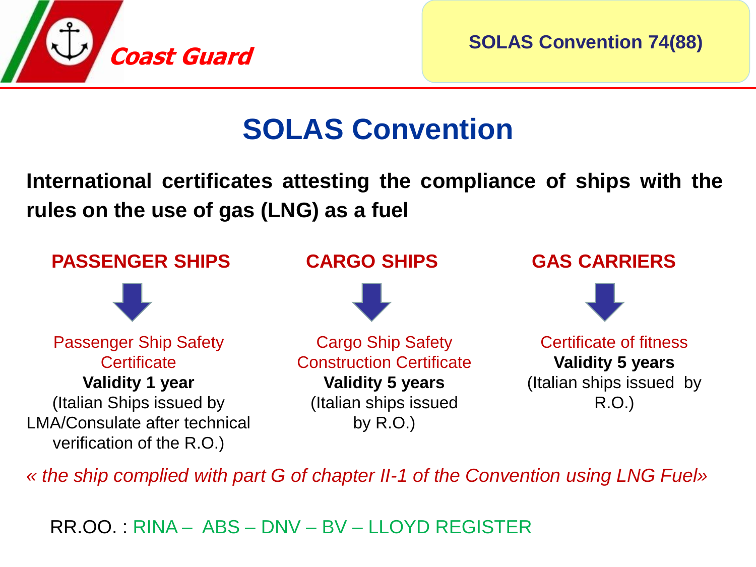# SOLAS Convention

**International certificates attesting the compliance of ships with the rules on the use of gas (LNG) as a fuel**

## PASSENGER SHIPS

Passenger Ship Safety Certificate

**Validity 1 year**

(Italian Ships issued by LMA/Consulate after technical verification of the R.O.)

## CARGO SHIPS

Cargo Ship Safety Construction Certificate

**Validity 5 years**

(Italian ships issued by R.O.)

## GAS CARRIERS

Certificate of fitness

**Validity 5 years**

(Italian ships issued by R.O.)

*« the ship complied with part G of chapter II-1 of the Convention using LNG Fuel»*

RR.OO. : RINA – ABS – DNV – BV – LLOYD REGISTER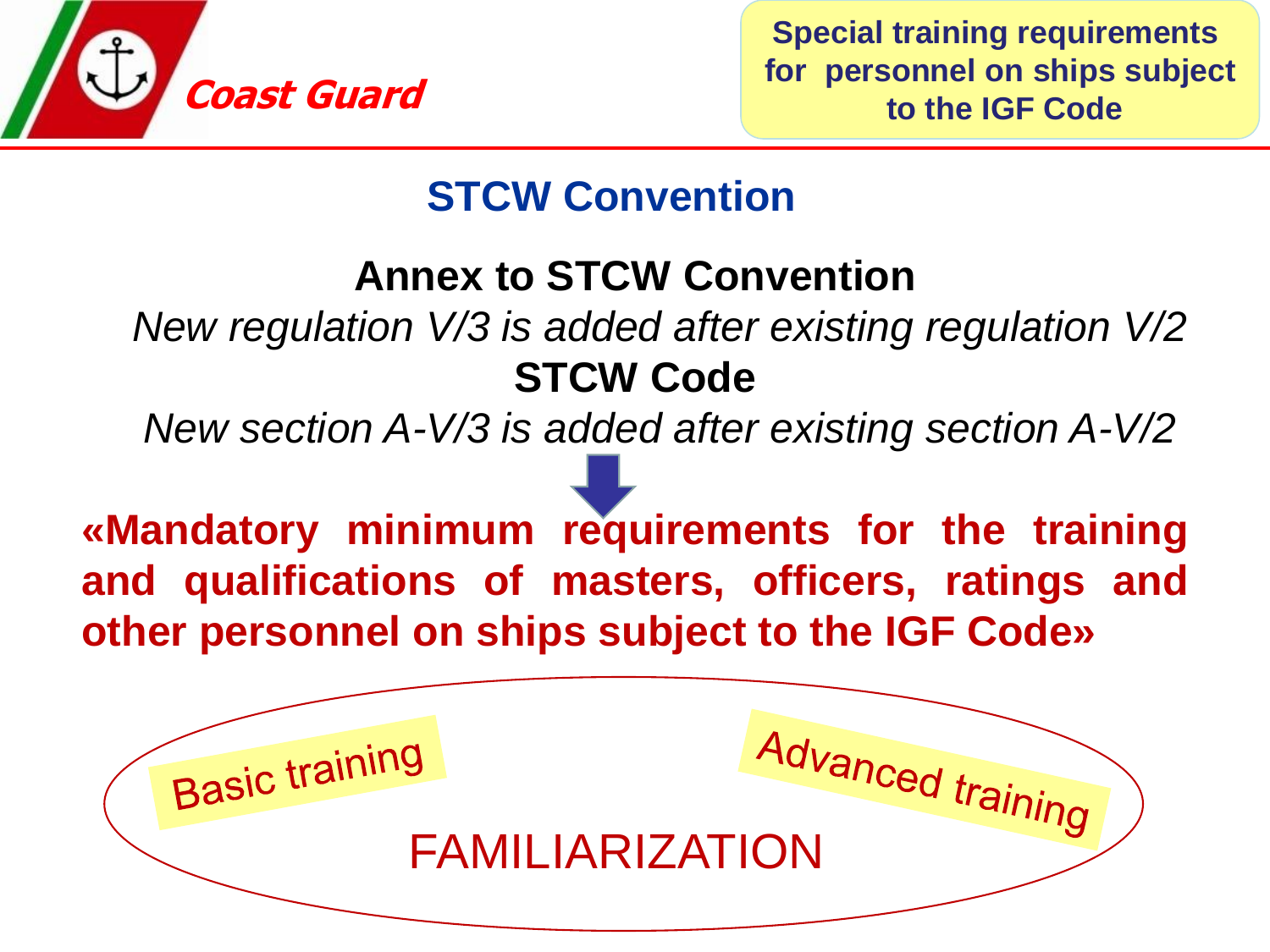## STCW Convention

### Annex to STCW Convention

*New regulation V/3 is added after existing regulation V/2*

### STCW Code

*New section A-V/3 is added after existing section A-V/2*

**«Mandatory minimum requirements for the training and qualifications of masters, officers, ratings and other personnel on ships subject to the IGF Code»**

Basic training

Advanced training

FAMILIARIZATION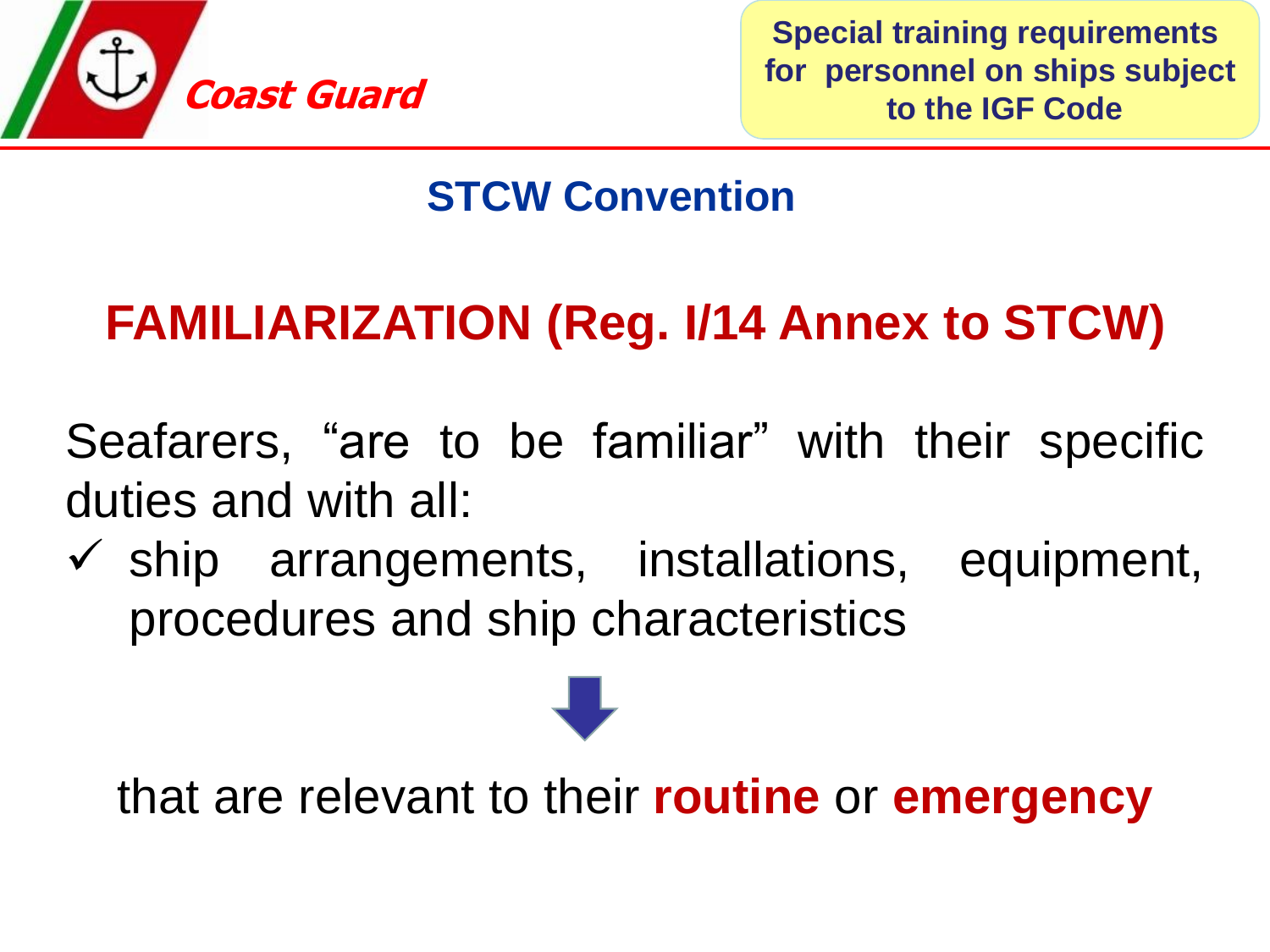## STCW Convention

# FAMILIARIZATION (Reg. I/14 Annex to STCW)

Seafarers, "are to be familiar" with their specific duties and with all:

- ✓ ship arrangements, installations, equipment, procedures and ship characteristics

that are relevant to their **routine** or **emergency**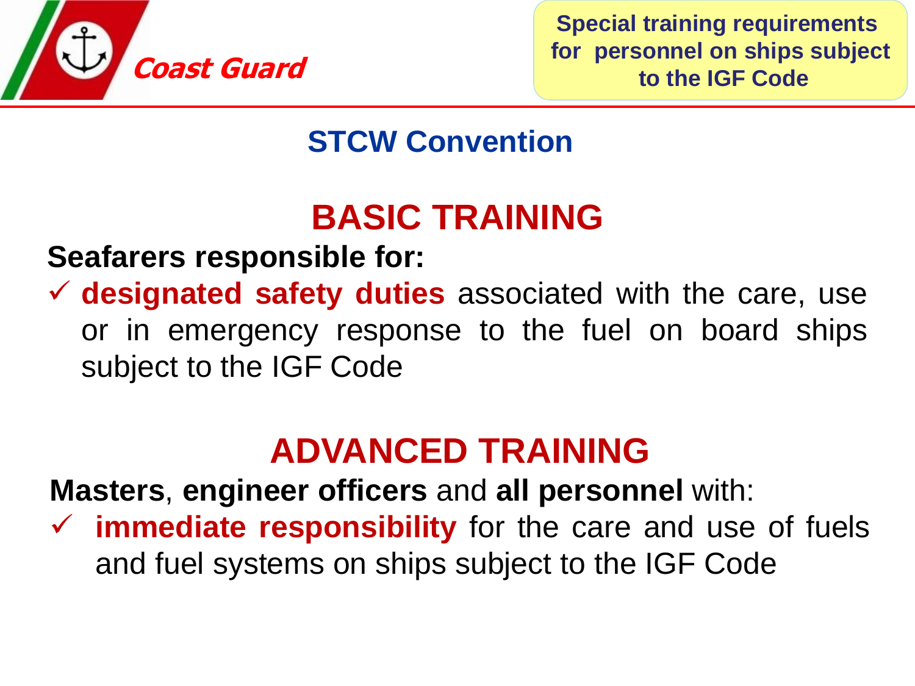**Special training requirements for personnel on ships subject to the IGF Code**

## STCW Convention

## BASIC TRAINING

**Seafarers responsible for:**

- ✓ **designated safety duties** associated with the care, use or in emergency response to the fuel on board ships subject to the IGF Code

## ADVANCED TRAINING

**Masters**, **engineer officers** and **all personnel** with:

- ✓ **immediate responsibility** for the care and use of fuels and fuel systems on ships subject to the IGF Code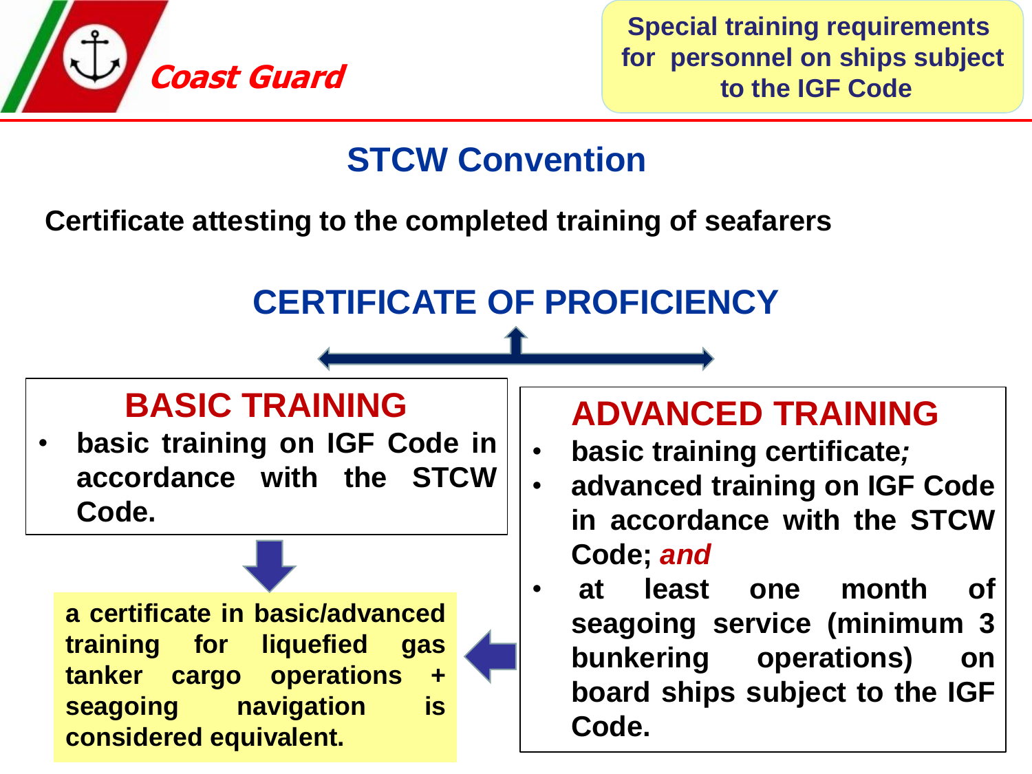Special training requirements for personnel on ships subject to the IGF Code

## STCW Convention

**Certificate attesting to the completed training of seafarers**

## CERTIFICATE OF PROFICIENCY

### BASIC TRAINING

- **basic training on IGF Code in accordance with the STCW Code.**

**a certificate in basic/advanced training for liquefied gas tanker cargo operations + seagoing navigation is considered equivalent.**

### ADVANCED TRAINING

- **basic training certificate*;***
- **advanced training on IGF Code in accordance with the STCW Code; *and***
- **at least one month of seagoing service (minimum 3 bunkering operations) on board ships subject to the IGF Code.**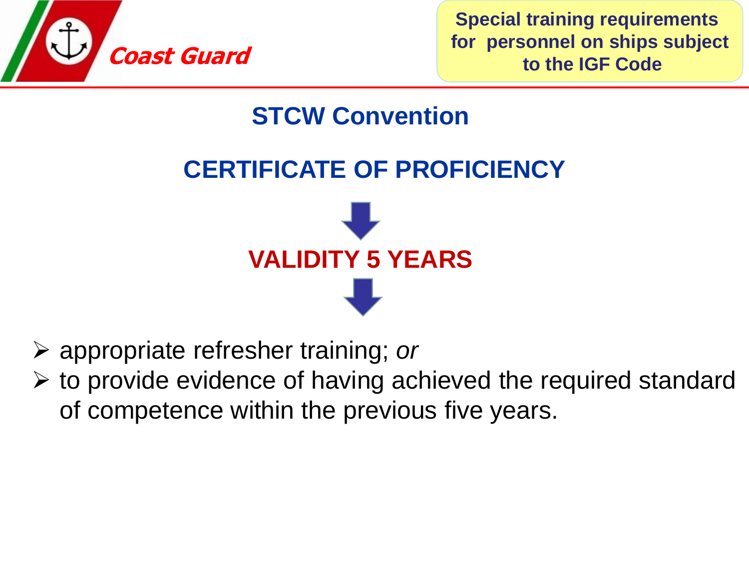**Special training requirements for personnel on ships subject to the IGF Code**

## STCW Convention

## CERTIFICATE OF PROFICIENCY

## VALIDITY 5 YEARS

- appropriate refresher training; *or*
- to provide evidence of having achieved the required standard of competence within the previous five years.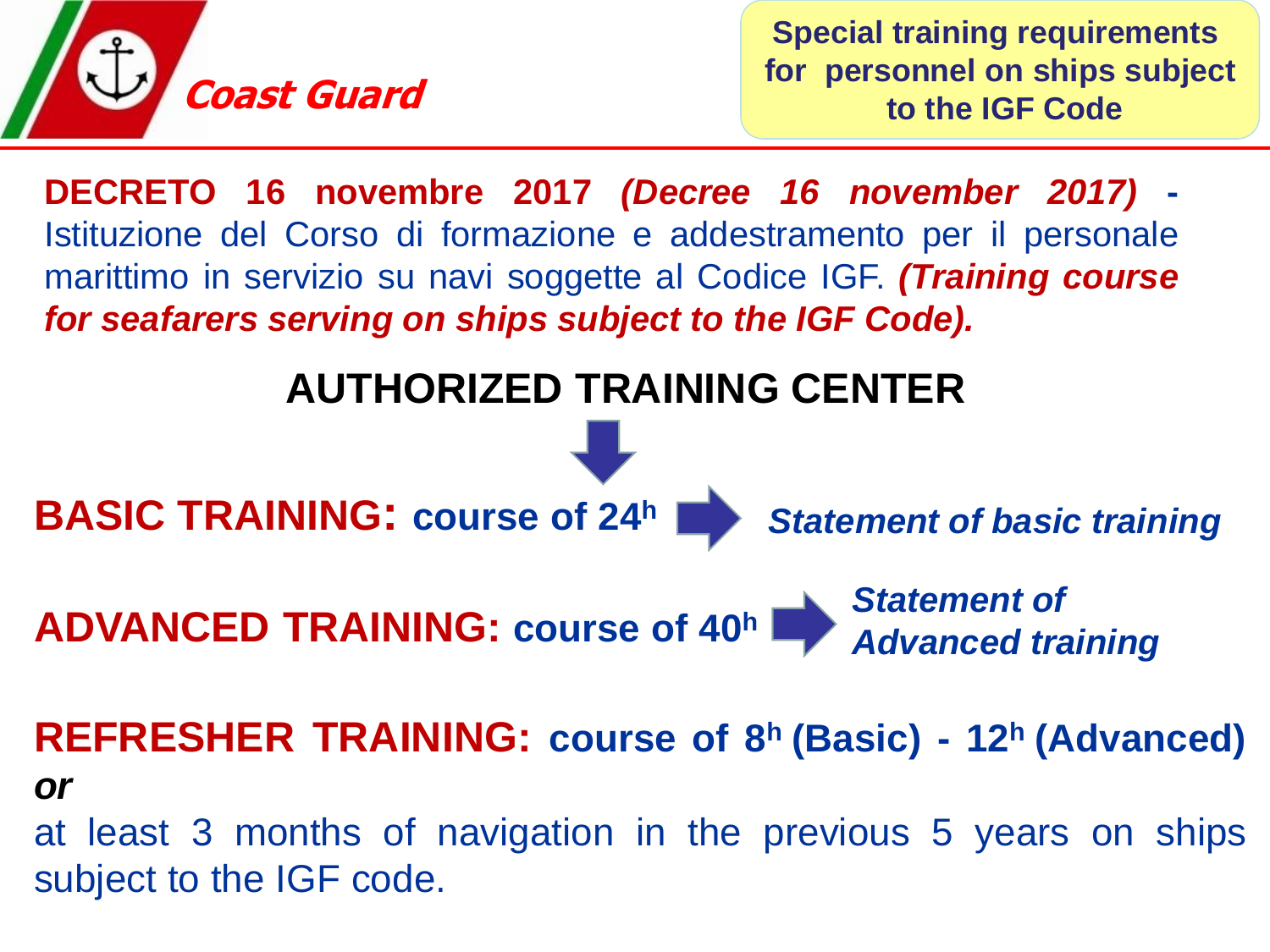**Coast Guard**

**Special training requirements for personnel on ships subject to the IGF Code**

**DECRETO 16 novembre 2017** ***(Decree 16 november 2017)*** **-** Istituzione del Corso di formazione e addestramento per il personale marittimo in servizio su navi soggette al Codice IGF. ***(Training course for seafarers serving on ships subject to the IGF Code).***

## AUTHORIZED TRAINING CENTER

**BASIC TRAINING: course of 24$^h$** → ***Statement of basic training***

**ADVANCED TRAINING: course of 40$^h$** → ***Statement of Advanced training***

**REFRESHER TRAINING: course of 8$^h$ (Basic) - 12$^h$ (Advanced)**

***or***

at least 3 months of navigation in the previous 5 years on ships subject to the IGF code.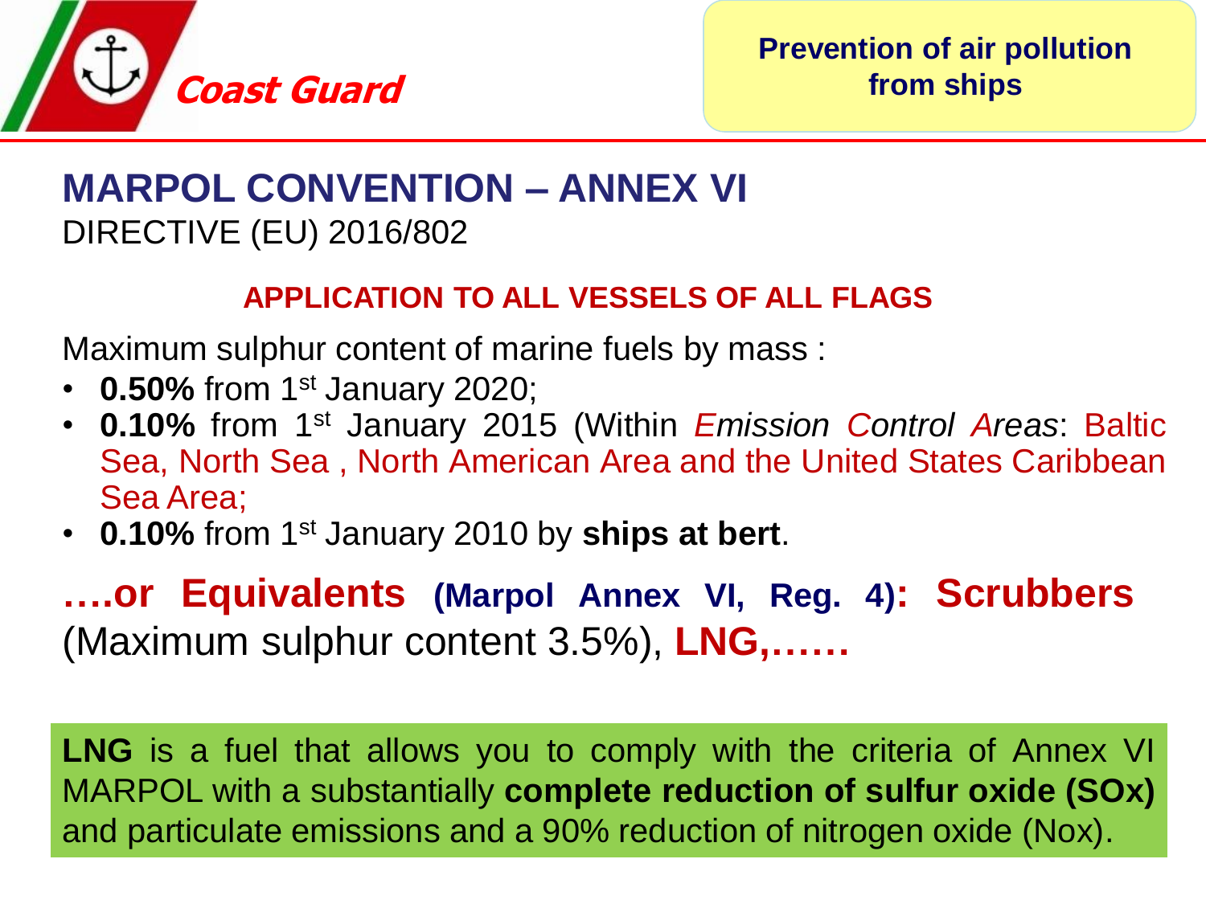Coast Guard

**Prevention of air pollution from ships**

## MARPOL CONVENTION – ANNEX VI

DIRECTIVE (EU) 2016/802

**APPLICATION TO ALL VESSELS OF ALL FLAGS**

Maximum sulphur content of marine fuels by mass :

- **0.50%** from 1st January 2020;
- **0.10%** from 1st January 2015 (Within *Emission Control Areas*: Baltic Sea, North Sea , North American Area and the United States Caribbean Sea Area;
- **0.10%** from 1st January 2010 by **ships at bert**.

**….or Equivalents (Marpol Annex VI, Reg. 4): Scrubbers** (Maximum sulphur content 3.5%), **LNG,……**

**LNG** is a fuel that allows you to comply with the criteria of Annex VI MARPOL with a substantially **complete reduction of sulfur oxide (SOx)** and particulate emissions and a 90% reduction of nitrogen oxide (Nox).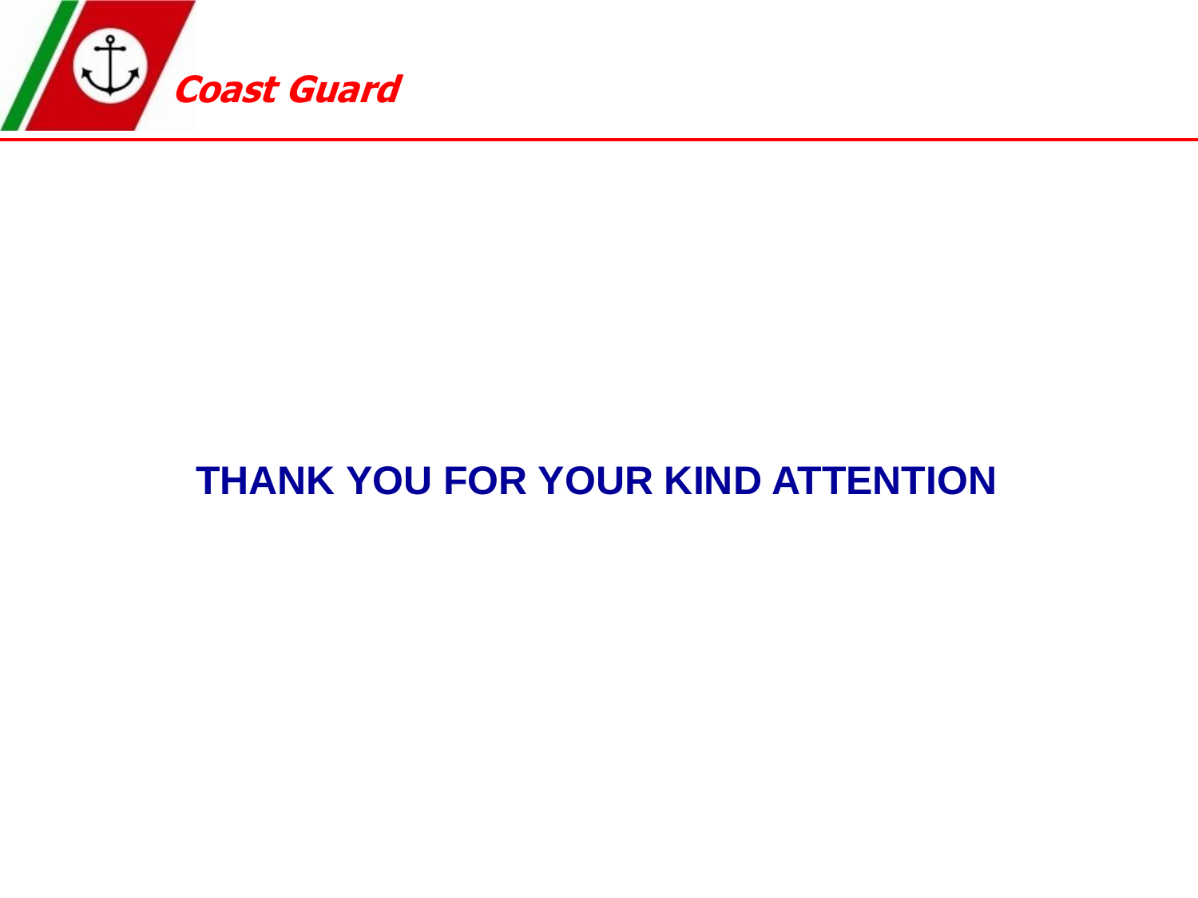**THANK YOU FOR YOUR KIND ATTENTION**